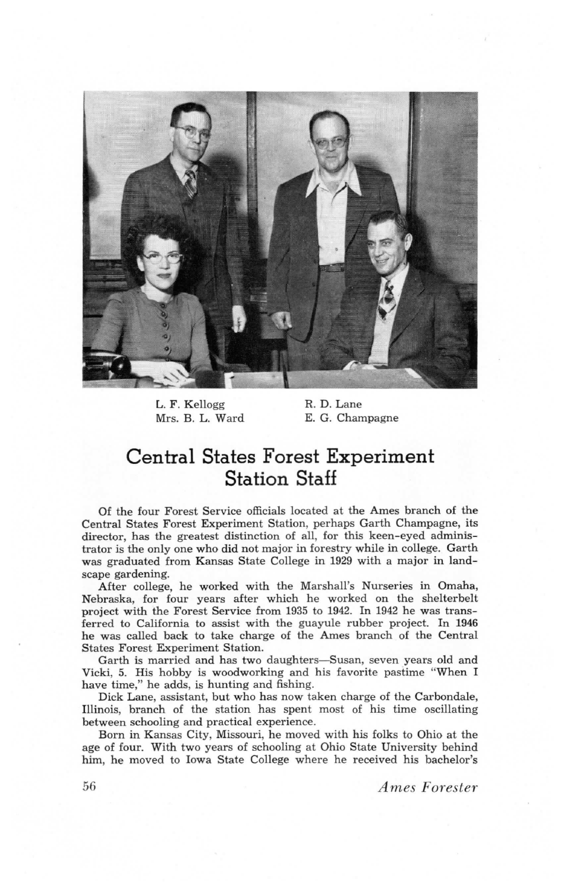L. F. Kellogg　　R. D. Lane
Mrs. B. L. Ward　　E. G. Champagne

# Central States Forest Experiment Station Staff

Of the four Forest Service officials located at the Ames branch of the Central States Forest Experiment Station, perhaps Garth Champagne, its director, has the greatest distinction of all, for this keen-eyed administrator is the only one who did not major in forestry while in college. Garth was graduated from Kansas State College in 1929 with a major in landscape gardening.

After college, he worked with the Marshall's Nurseries in Omaha, Nebraska, for four years after which he worked on the shelterbelt project with the Forest Service from 1935 to 1942. In 1942 he was transferred to California to assist with the guayule rubber project. In 1946 he was called back to take charge of the Ames branch of the Central States Forest Experiment Station.

Garth is married and has two daughters—Susan, seven years old and Vicki, 5. His hobby is woodworking and his favorite pastime "When I have time," he adds, is hunting and fishing.

Dick Lane, assistant, but who has now taken charge of the Carbondale, Illinois, branch of the station has spent most of his time oscillating between schooling and practical experience.

Born in Kansas City, Missouri, he moved with his folks to Ohio at the age of four. With two years of schooling at Ohio State University behind him, he moved to Iowa State College where he received his bachelor's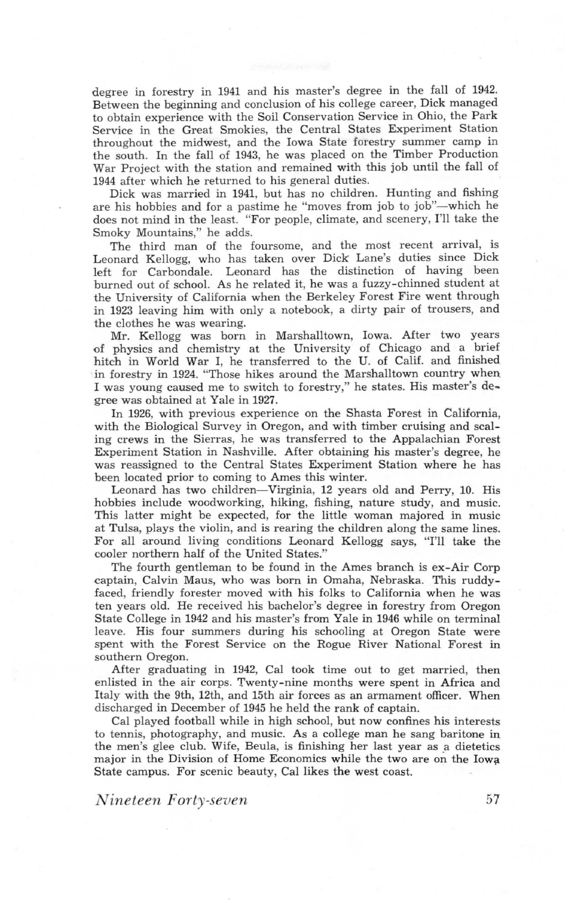degree in forestry in 1941 and his master's degree in the fall of 1942. Between the beginning and conclusion of his college career, Dick managed to obtain experience with the Soil Conservation Service in Ohio, the Park Service in the Great Smokies, the Central States Experiment Station throughout the midwest, and the Iowa State forestry summer camp in the south. In the fall of 1943, he was placed on the Timber Production War Project with the station and remained with this job until the fall of 1944 after which he returned to his general duties.

Dick was married in 1941, but has no children. Hunting and fishing are his hobbies and for a pastime he "moves from job to job"—which he does not mind in the least. "For people, climate, and scenery, I'll take the Smoky Mountains," he adds.

The third man of the foursome, and the most recent arrival, is Leonard Kellogg, who has taken over Dick Lane's duties since Dick left for Carbondale. Leonard has the distinction of having been burned out of school. As he related it, he was a fuzzy-chinned student at the University of California when the Berkeley Forest Fire went through in 1923 leaving him with only a notebook, a dirty pair of trousers, and the clothes he was wearing.

Mr. Kellogg was born in Marshalltown, Iowa. After two years of physics and chemistry at the University of Chicago and a brief hitch in World War I, he transferred to the U. of Calif. and finished in forestry in 1924. "Those hikes around the Marshalltown country when I was young caused me to switch to forestry," he states. His master's degree was obtained at Yale in 1927.

In 1926, with previous experience on the Shasta Forest in California, with the Biological Survey in Oregon, and with timber cruising and scaling crews in the Sierras, he was transferred to the Appalachian Forest Experiment Station in Nashville. After obtaining his master's degree, he was reassigned to the Central States Experiment Station where he has been located prior to coming to Ames this winter.

Leonard has two children—Virginia, 12 years old and Perry, 10. His hobbies include woodworking, hiking, fishing, nature study, and music. This latter might be expected, for the little woman majored in music at Tulsa, plays the violin, and is rearing the children along the same lines. For all around living conditions Leonard Kellogg says, "I'll take the cooler northern half of the United States."

The fourth gentleman to be found in the Ames branch is ex-Air Corp captain, Calvin Maus, who was born in Omaha, Nebraska. This ruddy-faced, friendly forester moved with his folks to California when he was ten years old. He received his bachelor's degree in forestry from Oregon State College in 1942 and his master's from Yale in 1946 while on terminal leave. His four summers during his schooling at Oregon State were spent with the Forest Service on the Rogue River National Forest in southern Oregon.

After graduating in 1942, Cal took time out to get married, then enlisted in the air corps. Twenty-nine months were spent in Africa and Italy with the 9th, 12th, and 15th air forces as an armament officer. When discharged in December of 1945 he held the rank of captain.

Cal played football while in high school, but now confines his interests to tennis, photography, and music. As a college man he sang baritone in the men's glee club. Wife, Beula, is finishing her last year as a dietetics major in the Division of Home Economics while the two are on the Iowa State campus. For scenic beauty, Cal likes the west coast.